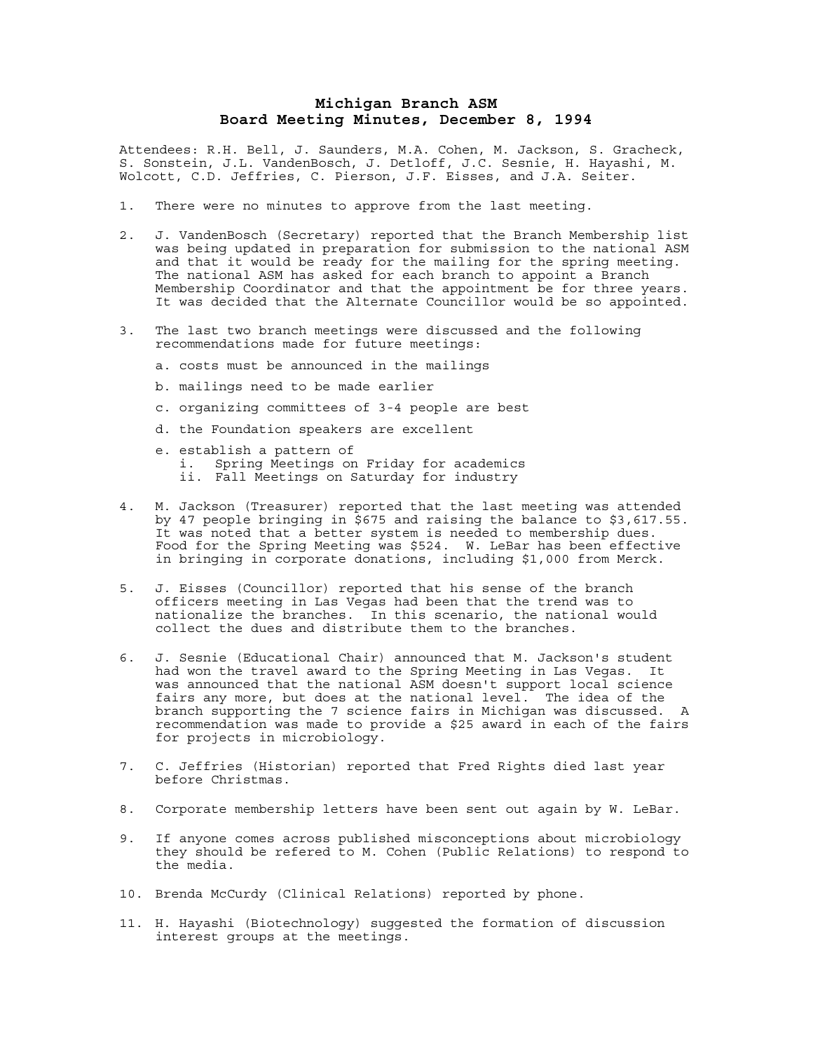# Michigan Branch ASM
## Board Meeting Minutes, December 8, 1994

Attendees: R.H. Bell, J. Saunders, M.A. Cohen, M. Jackson, S. Gracheck, S. Sonstein, J.L. VandenBosch, J. Detloff, J.C. Sesnie, H. Hayashi, M. Wolcott, C.D. Jeffries, C. Pierson, J.F. Eisses, and J.A. Seiter.

1. There were no minutes to approve from the last meeting.

2. J. VandenBosch (Secretary) reported that the Branch Membership list was being updated in preparation for submission to the national ASM and that it would be ready for the mailing for the spring meeting. The national ASM has asked for each branch to appoint a Branch Membership Coordinator and that the appointment be for three years. It was decided that the Alternate Councillor would be so appointed.

3. The last two branch meetings were discussed and the following recommendations made for future meetings:

   a. costs must be announced in the mailings

   b. mailings need to be made earlier

   c. organizing committees of 3-4 people are best

   d. the Foundation speakers are excellent

   e. establish a pattern of
      i. Spring Meetings on Friday for academics
      ii. Fall Meetings on Saturday for industry

4. M. Jackson (Treasurer) reported that the last meeting was attended by 47 people bringing in $675 and raising the balance to $3,617.55. It was noted that a better system is needed to membership dues. Food for the Spring Meeting was $524. W. LeBar has been effective in bringing in corporate donations, including $1,000 from Merck.

5. J. Eisses (Councillor) reported that his sense of the branch officers meeting in Las Vegas had been that the trend was to nationalize the branches. In this scenario, the national would collect the dues and distribute them to the branches.

6. J. Sesnie (Educational Chair) announced that M. Jackson's student had won the travel award to the Spring Meeting in Las Vegas. It was announced that the national ASM doesn't support local science fairs any more, but does at the national level. The idea of the branch supporting the 7 science fairs in Michigan was discussed. A recommendation was made to provide a $25 award in each of the fairs for projects in microbiology.

7. C. Jeffries (Historian) reported that Fred Rights died last year before Christmas.

8. Corporate membership letters have been sent out again by W. LeBar.

9. If anyone comes across published misconceptions about microbiology they should be refered to M. Cohen (Public Relations) to respond to the media.

10. Brenda McCurdy (Clinical Relations) reported by phone.

11. H. Hayashi (Biotechnology) suggested the formation of discussion interest groups at the meetings.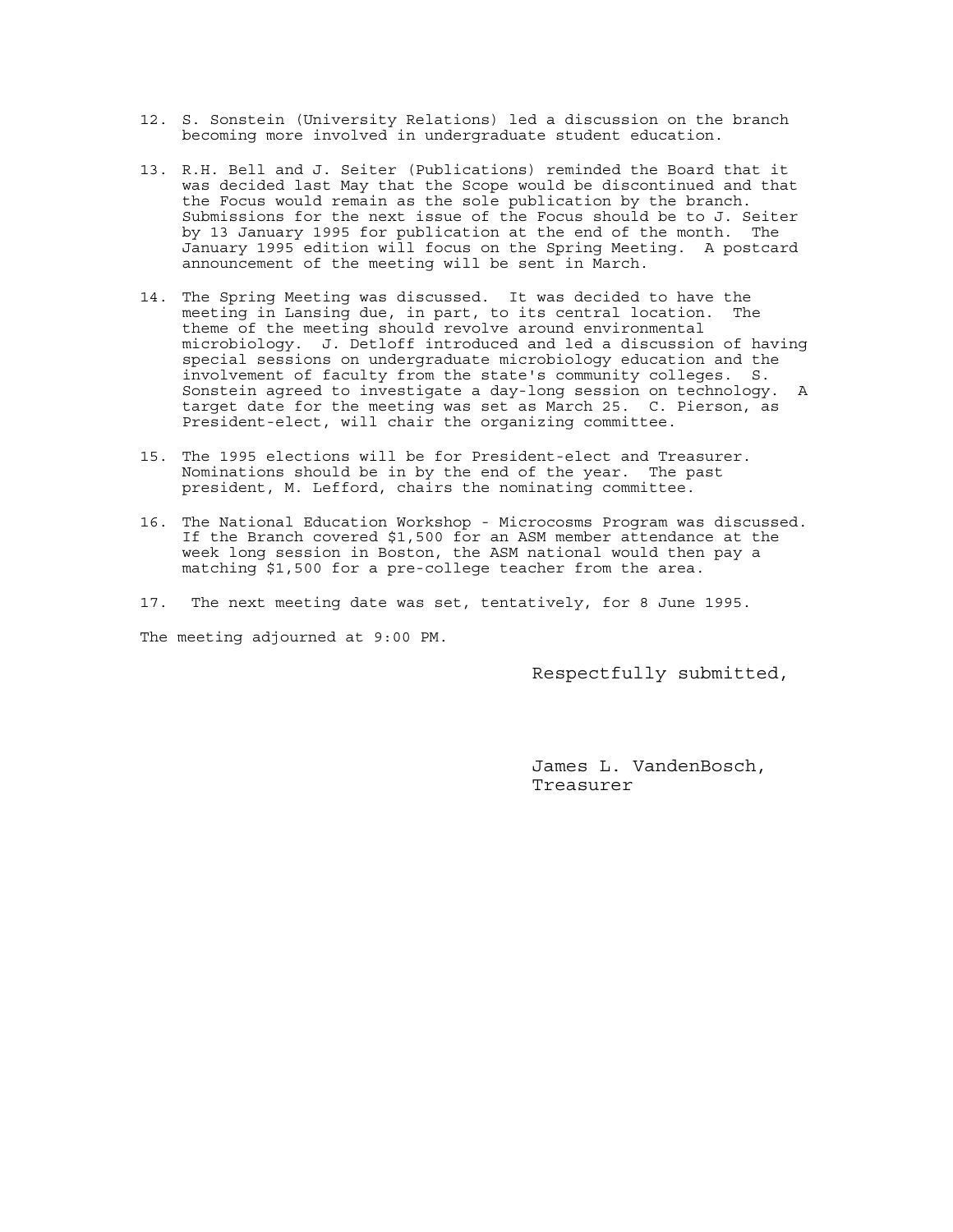12. S. Sonstein (University Relations) led a discussion on the branch becoming more involved in undergraduate student education.

13. R.H. Bell and J. Seiter (Publications) reminded the Board that it was decided last May that the Scope would be discontinued and that the Focus would remain as the sole publication by the branch. Submissions for the next issue of the Focus should be to J. Seiter by 13 January 1995 for publication at the end of the month. The January 1995 edition will focus on the Spring Meeting. A postcard announcement of the meeting will be sent in March.

14. The Spring Meeting was discussed. It was decided to have the meeting in Lansing due, in part, to its central location. The theme of the meeting should revolve around environmental microbiology. J. Detloff introduced and led a discussion of having special sessions on undergraduate microbiology education and the involvement of faculty from the state's community colleges. S. Sonstein agreed to investigate a day-long session on technology. A target date for the meeting was set as March 25. C. Pierson, as President-elect, will chair the organizing committee.

15. The 1995 elections will be for President-elect and Treasurer. Nominations should be in by the end of the year. The past president, M. Lefford, chairs the nominating committee.

16. The National Education Workshop - Microcosms Program was discussed. If the Branch covered $1,500 for an ASM member attendance at the week long session in Boston, the ASM national would then pay a matching $1,500 for a pre-college teacher from the area.

17. The next meeting date was set, tentatively, for 8 June 1995.

The meeting adjourned at 9:00 PM.

Respectfully submitted,

James L. VandenBosch,
Treasurer